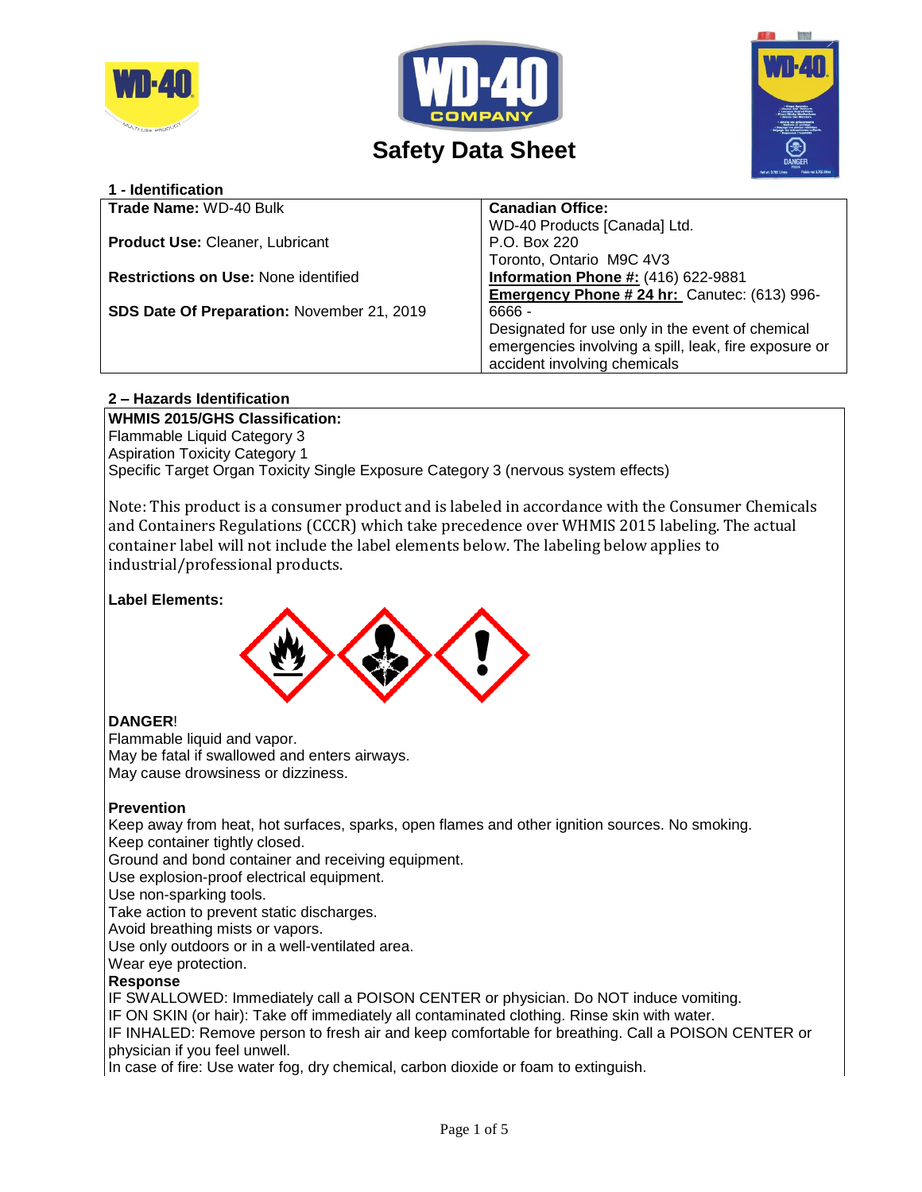# Safety Data Sheet

## 1 - Identification

| | |
|---|---|
| **Trade Name:** WD-40 Bulk<br><br>**Product Use:** Cleaner, Lubricant<br><br>**Restrictions on Use:** None identified<br><br>**SDS Date Of Preparation:** November 21, 2019 | **Canadian Office:**<br>WD-40 Products [Canada] Ltd.<br>P.O. Box 220<br>Toronto, Ontario M9C 4V3<br>**Information Phone #:** (416) 622-9881<br>**Emergency Phone # 24 hr:** Canutec: (613) 996-6666 -<br>Designated for use only in the event of chemical emergencies involving a spill, leak, fire exposure or accident involving chemicals |

## 2 – Hazards Identification

**WHMIS 2015/GHS Classification:**
Flammable Liquid Category 3
Aspiration Toxicity Category 1
Specific Target Organ Toxicity Single Exposure Category 3 (nervous system effects)

Note: This product is a consumer product and is labeled in accordance with the Consumer Chemicals and Containers Regulations (CCCR) which take precedence over WHMIS 2015 labeling. The actual container label will not include the label elements below. The labeling below applies to industrial/professional products.

**Label Elements:**

**DANGER**!
Flammable liquid and vapor.
May be fatal if swallowed and enters airways.
May cause drowsiness or dizziness.

**Prevention**
Keep away from heat, hot surfaces, sparks, open flames and other ignition sources. No smoking.
Keep container tightly closed.
Ground and bond container and receiving equipment.
Use explosion-proof electrical equipment.
Use non-sparking tools.
Take action to prevent static discharges.
Avoid breathing mists or vapors.
Use only outdoors or in a well-ventilated area.
Wear eye protection.

**Response**
IF SWALLOWED: Immediately call a POISON CENTER or physician. Do NOT induce vomiting.
IF ON SKIN (or hair): Take off immediately all contaminated clothing. Rinse skin with water.
IF INHALED: Remove person to fresh air and keep comfortable for breathing. Call a POISON CENTER or physician if you feel unwell.
In case of fire: Use water fog, dry chemical, carbon dioxide or foam to extinguish.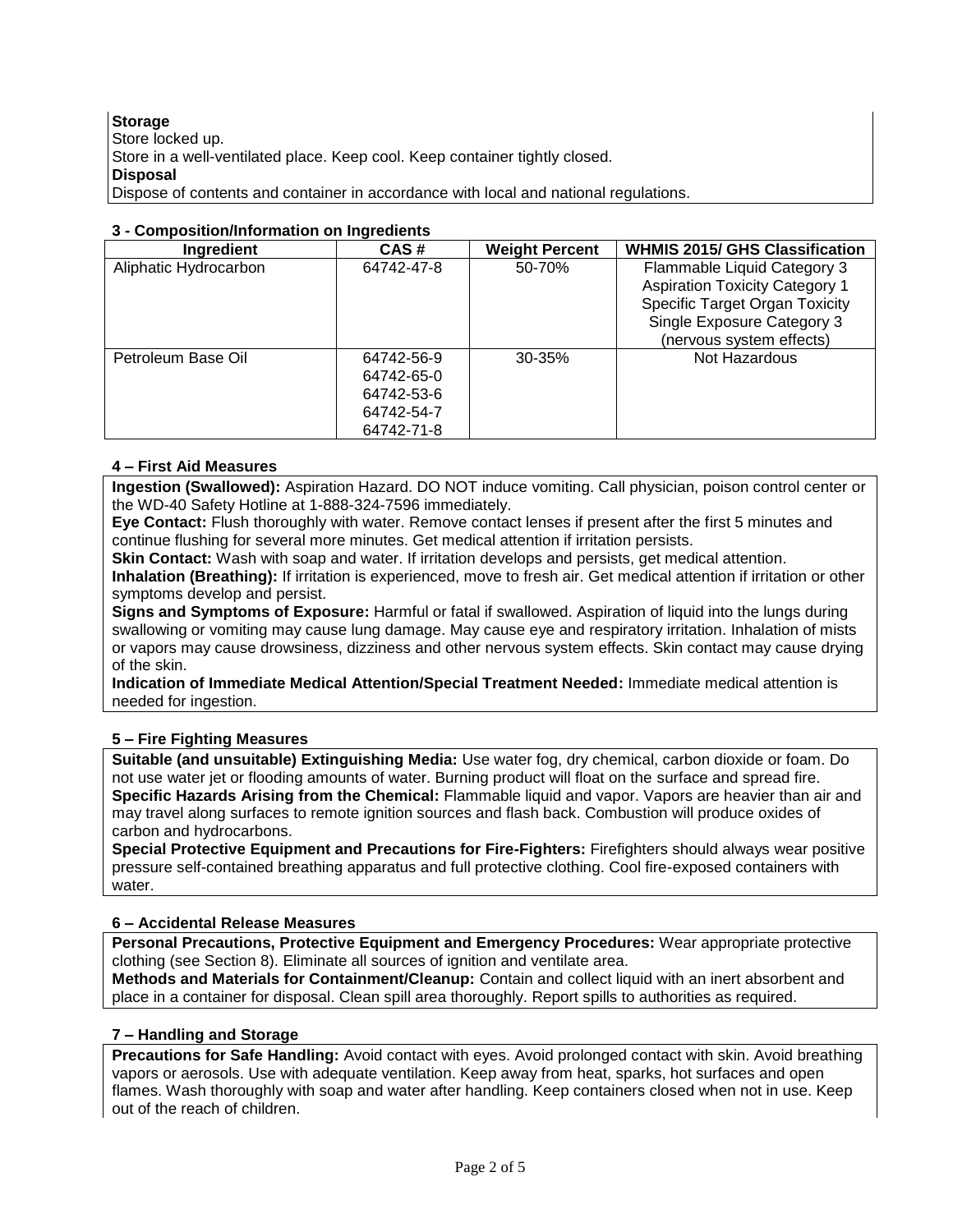**Storage**

Store locked up.

Store in a well-ventilated place. Keep cool. Keep container tightly closed.

**Disposal**

Dispose of contents and container in accordance with local and national regulations.

### 3 - Composition/Information on Ingredients

| Ingredient | CAS # | Weight Percent | WHMIS 2015/ GHS Classification |
|---|---|---|---|
| Aliphatic Hydrocarbon | 64742-47-8 | 50-70% | Flammable Liquid Category 3<br>Aspiration Toxicity Category 1<br>Specific Target Organ Toxicity Single Exposure Category 3 (nervous system effects) |
| Petroleum Base Oil | 64742-56-9<br>64742-65-0<br>64742-53-6<br>64742-54-7<br>64742-71-8 | 30-35% | Not Hazardous |

### 4 – First Aid Measures

**Ingestion (Swallowed):** Aspiration Hazard. DO NOT induce vomiting. Call physician, poison control center or the WD-40 Safety Hotline at 1-888-324-7596 immediately.

**Eye Contact:** Flush thoroughly with water. Remove contact lenses if present after the first 5 minutes and continue flushing for several more minutes. Get medical attention if irritation persists.

**Skin Contact:** Wash with soap and water. If irritation develops and persists, get medical attention.

**Inhalation (Breathing):** If irritation is experienced, move to fresh air. Get medical attention if irritation or other symptoms develop and persist.

**Signs and Symptoms of Exposure:** Harmful or fatal if swallowed. Aspiration of liquid into the lungs during swallowing or vomiting may cause lung damage. May cause eye and respiratory irritation. Inhalation of mists or vapors may cause drowsiness, dizziness and other nervous system effects. Skin contact may cause drying of the skin.

**Indication of Immediate Medical Attention/Special Treatment Needed:** Immediate medical attention is needed for ingestion.

### 5 – Fire Fighting Measures

**Suitable (and unsuitable) Extinguishing Media:** Use water fog, dry chemical, carbon dioxide or foam. Do not use water jet or flooding amounts of water. Burning product will float on the surface and spread fire.

**Specific Hazards Arising from the Chemical:** Flammable liquid and vapor. Vapors are heavier than air and may travel along surfaces to remote ignition sources and flash back. Combustion will produce oxides of carbon and hydrocarbons.

**Special Protective Equipment and Precautions for Fire-Fighters:** Firefighters should always wear positive pressure self-contained breathing apparatus and full protective clothing. Cool fire-exposed containers with water.

### 6 – Accidental Release Measures

**Personal Precautions, Protective Equipment and Emergency Procedures:** Wear appropriate protective clothing (see Section 8). Eliminate all sources of ignition and ventilate area.

**Methods and Materials for Containment/Cleanup:** Contain and collect liquid with an inert absorbent and place in a container for disposal. Clean spill area thoroughly. Report spills to authorities as required.

### 7 – Handling and Storage

**Precautions for Safe Handling:** Avoid contact with eyes. Avoid prolonged contact with skin. Avoid breathing vapors or aerosols. Use with adequate ventilation. Keep away from heat, sparks, hot surfaces and open flames. Wash thoroughly with soap and water after handling. Keep containers closed when not in use. Keep out of the reach of children.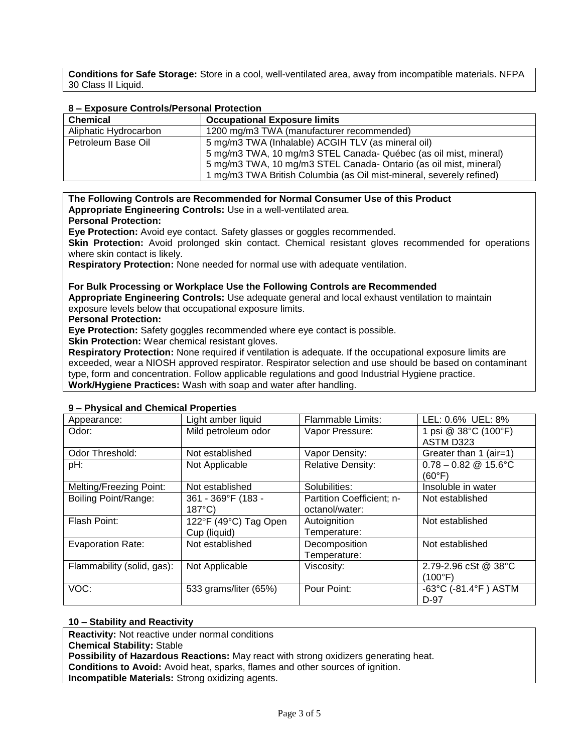**Conditions for Safe Storage:** Store in a cool, well-ventilated area, away from incompatible materials. NFPA 30 Class II Liquid.

## 8 – Exposure Controls/Personal Protection

| Chemical | Occupational Exposure limits |
| --- | --- |
| Aliphatic Hydrocarbon | 1200 mg/m3 TWA (manufacturer recommended) |
| Petroleum Base Oil | 5 mg/m3 TWA (Inhalable) ACGIH TLV (as mineral oil)<br>5 mg/m3 TWA, 10 mg/m3 STEL Canada- Québec (as oil mist, mineral)<br>5 mg/m3 TWA, 10 mg/m3 STEL Canada- Ontario (as oil mist, mineral)<br>1 mg/m3 TWA British Columbia (as Oil mist-mineral, severely refined) |

**The Following Controls are Recommended for Normal Consumer Use of this Product**
**Appropriate Engineering Controls:** Use in a well-ventilated area.
**Personal Protection:**
**Eye Protection:** Avoid eye contact. Safety glasses or goggles recommended.
**Skin Protection:** Avoid prolonged skin contact. Chemical resistant gloves recommended for operations where skin contact is likely.
**Respiratory Protection:** None needed for normal use with adequate ventilation.

**For Bulk Processing or Workplace Use the Following Controls are Recommended**
**Appropriate Engineering Controls:** Use adequate general and local exhaust ventilation to maintain exposure levels below that occupational exposure limits.
**Personal Protection:**
**Eye Protection:** Safety goggles recommended where eye contact is possible.
**Skin Protection:** Wear chemical resistant gloves.
**Respiratory Protection:** None required if ventilation is adequate. If the occupational exposure limits are exceeded, wear a NIOSH approved respirator. Respirator selection and use should be based on contaminant type, form and concentration. Follow applicable regulations and good Industrial Hygiene practice.
**Work/Hygiene Practices:** Wash with soap and water after handling.

## 9 – Physical and Chemical Properties

| Appearance: | Light amber liquid | Flammable Limits: | LEL: 0.6% UEL: 8% |
| --- | --- | --- | --- |
| Odor: | Mild petroleum odor | Vapor Pressure: | 1 psi @ 38°C (100°F) ASTM D323 |
| Odor Threshold: | Not established | Vapor Density: | Greater than 1 (air=1) |
| pH: | Not Applicable | Relative Density: | 0.78 – 0.82 @ 15.6°C (60°F) |
| Melting/Freezing Point: | Not established | Solubilities: | Insoluble in water |
| Boiling Point/Range: | 361 - 369°F (183 - 187°C) | Partition Coefficient; n-octanol/water: | Not established |
| Flash Point: | 122°F (49°C) Tag Open Cup (liquid) | Autoignition Temperature: | Not established |
| Evaporation Rate: | Not established | Decomposition Temperature: | Not established |
| Flammability (solid, gas): | Not Applicable | Viscosity: | 2.79-2.96 cSt @ 38°C (100°F) |
| VOC: | 533 grams/liter (65%) | Pour Point: | -63°C (-81.4°F ) ASTM D-97 |

## 10 – Stability and Reactivity

**Reactivity:** Not reactive under normal conditions
**Chemical Stability:** Stable
**Possibility of Hazardous Reactions:** May react with strong oxidizers generating heat.
**Conditions to Avoid:** Avoid heat, sparks, flames and other sources of ignition.
**Incompatible Materials:** Strong oxidizing agents.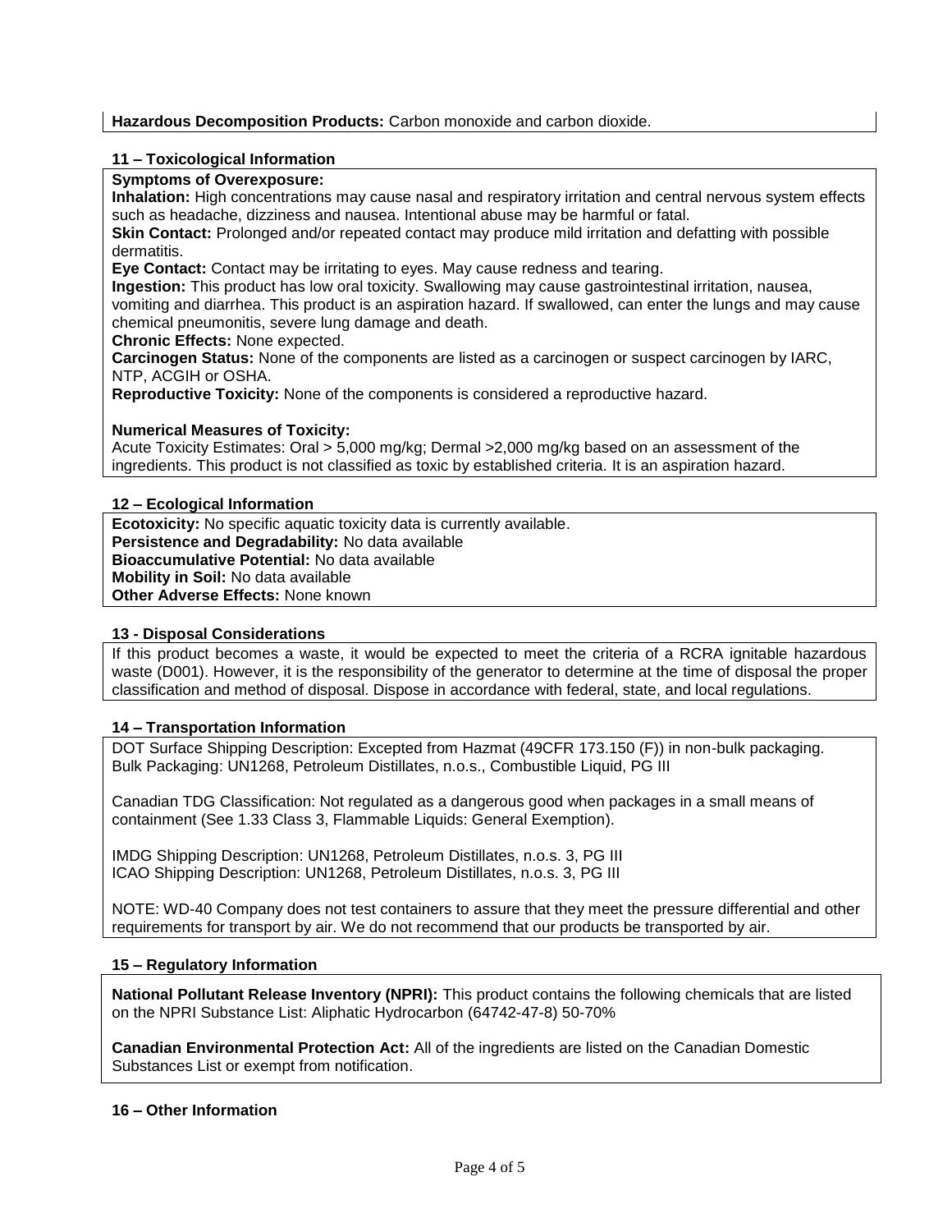**Hazardous Decomposition Products:** Carbon monoxide and carbon dioxide.

## 11 – Toxicological Information

**Symptoms of Overexposure:**

**Inhalation:** High concentrations may cause nasal and respiratory irritation and central nervous system effects such as headache, dizziness and nausea. Intentional abuse may be harmful or fatal.

**Skin Contact:** Prolonged and/or repeated contact may produce mild irritation and defatting with possible dermatitis.

**Eye Contact:** Contact may be irritating to eyes. May cause redness and tearing.

**Ingestion:** This product has low oral toxicity. Swallowing may cause gastrointestinal irritation, nausea, vomiting and diarrhea. This product is an aspiration hazard. If swallowed, can enter the lungs and may cause chemical pneumonitis, severe lung damage and death.

**Chronic Effects:** None expected.

**Carcinogen Status:** None of the components are listed as a carcinogen or suspect carcinogen by IARC, NTP, ACGIH or OSHA.

**Reproductive Toxicity:** None of the components is considered a reproductive hazard.

**Numerical Measures of Toxicity:**

Acute Toxicity Estimates: Oral > 5,000 mg/kg; Dermal >2,000 mg/kg based on an assessment of the ingredients. This product is not classified as toxic by established criteria. It is an aspiration hazard.

## 12 – Ecological Information

**Ecotoxicity:** No specific aquatic toxicity data is currently available.

**Persistence and Degradability:** No data available

**Bioaccumulative Potential:** No data available

**Mobility in Soil:** No data available

**Other Adverse Effects:** None known

## 13 - Disposal Considerations

If this product becomes a waste, it would be expected to meet the criteria of a RCRA ignitable hazardous waste (D001). However, it is the responsibility of the generator to determine at the time of disposal the proper classification and method of disposal. Dispose in accordance with federal, state, and local regulations.

## 14 – Transportation Information

DOT Surface Shipping Description: Excepted from Hazmat (49CFR 173.150 (F)) in non-bulk packaging.
Bulk Packaging: UN1268, Petroleum Distillates, n.o.s., Combustible Liquid, PG III

Canadian TDG Classification: Not regulated as a dangerous good when packages in a small means of containment (See 1.33 Class 3, Flammable Liquids: General Exemption).

IMDG Shipping Description: UN1268, Petroleum Distillates, n.o.s. 3, PG III
ICAO Shipping Description: UN1268, Petroleum Distillates, n.o.s. 3, PG III

NOTE: WD-40 Company does not test containers to assure that they meet the pressure differential and other requirements for transport by air. We do not recommend that our products be transported by air.

## 15 – Regulatory Information

**National Pollutant Release Inventory (NPRI):** This product contains the following chemicals that are listed on the NPRI Substance List: Aliphatic Hydrocarbon (64742-47-8) 50-70%

**Canadian Environmental Protection Act:** All of the ingredients are listed on the Canadian Domestic Substances List or exempt from notification.

## 16 – Other Information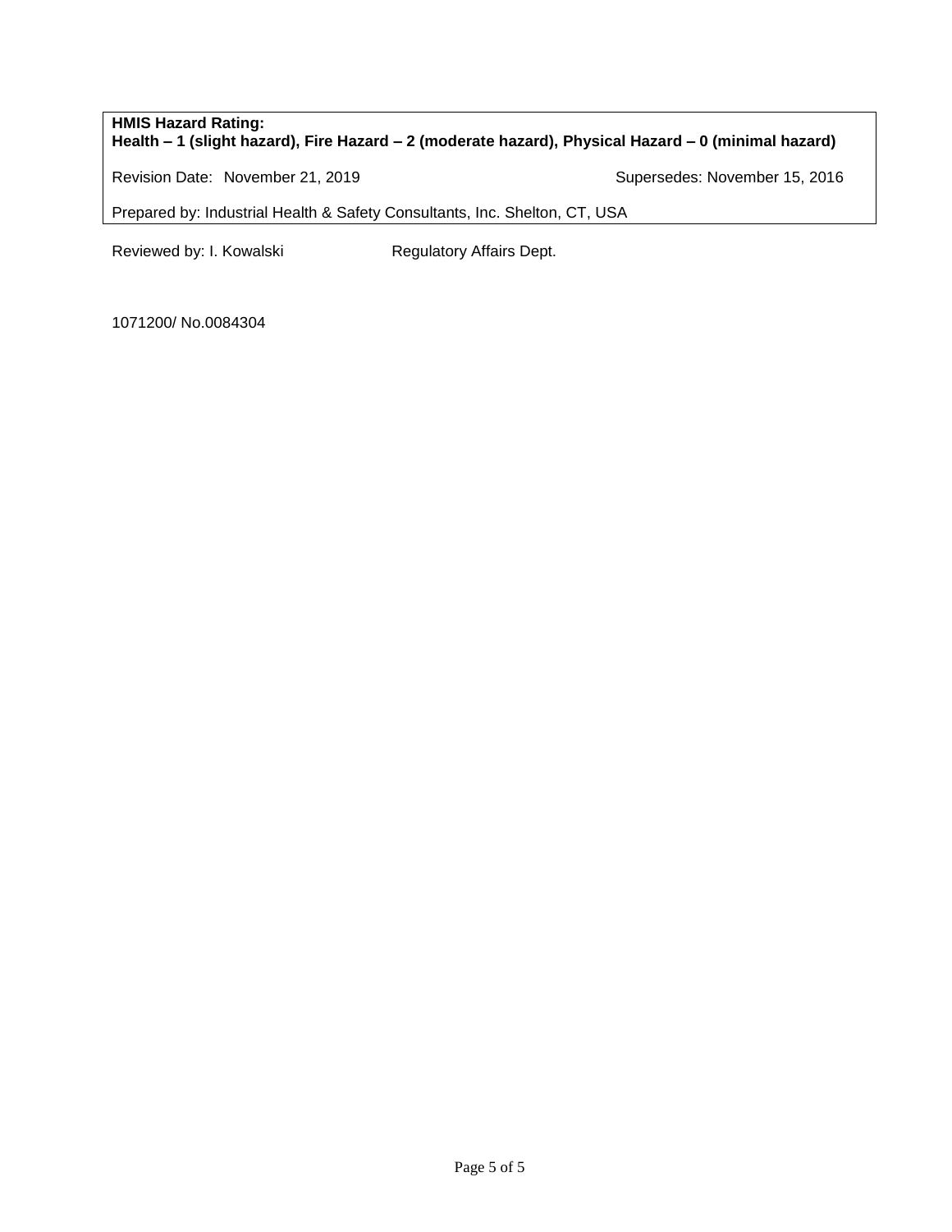**HMIS Hazard Rating:**
**Health – 1 (slight hazard), Fire Hazard – 2 (moderate hazard), Physical Hazard – 0 (minimal hazard)**

Revision Date: November 21, 2019 Supersedes: November 15, 2016

Prepared by: Industrial Health & Safety Consultants, Inc. Shelton, CT, USA

Reviewed by: I. Kowalski Regulatory Affairs Dept.

1071200/ No.0084304